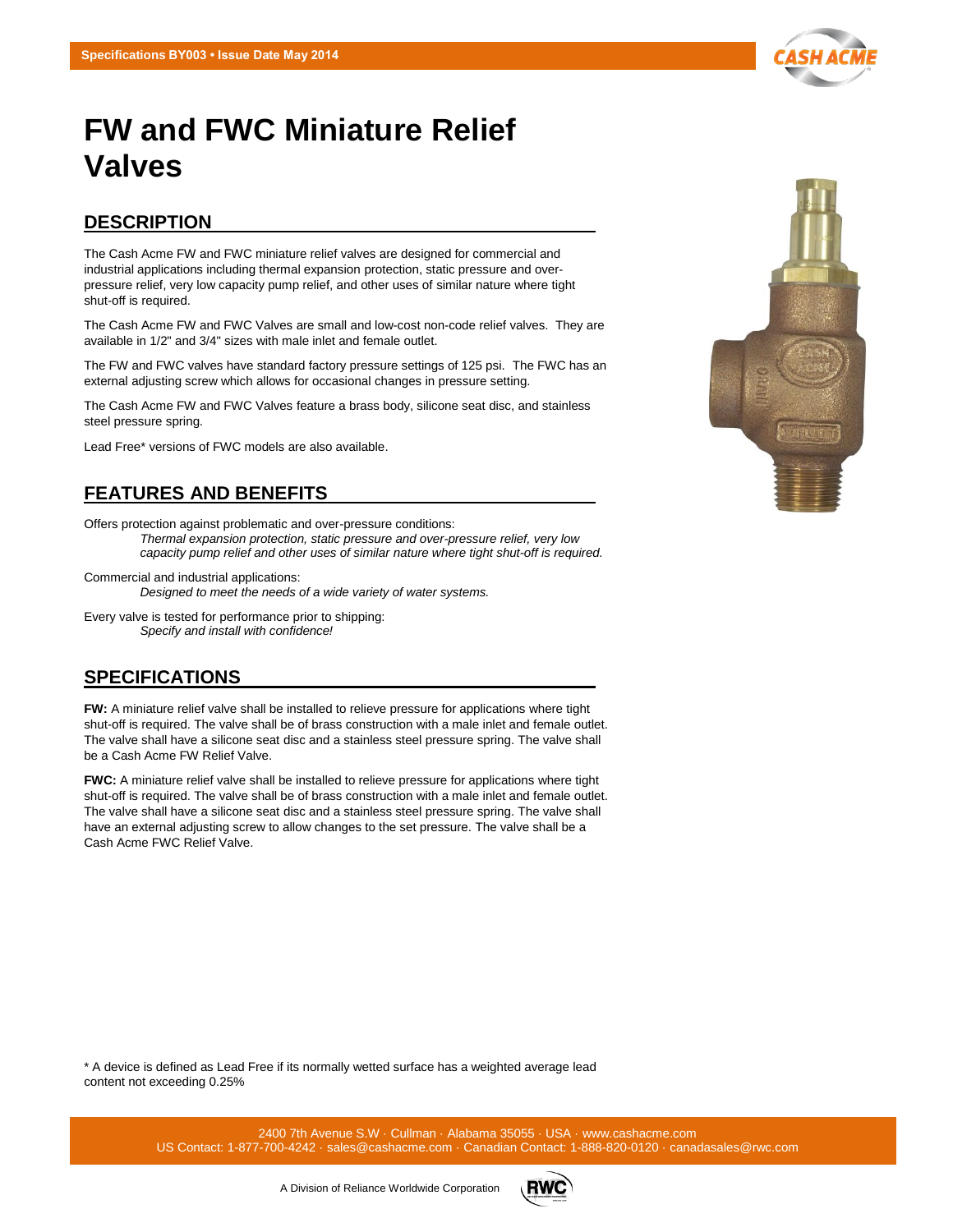Specifications BY003 • Issue Date May 2014

# FW and FWC Miniature Relief Valves

## DESCRIPTION

The Cash Acme FW and FWC miniature relief valves are designed for commercial and industrial applications including thermal expansion protection, static pressure and over-pressure relief, very low capacity pump relief, and other uses of similar nature where tight shut-off is required.

The Cash Acme FW and FWC Valves are small and low-cost non-code relief valves. They are available in 1/2" and 3/4" sizes with male inlet and female outlet.

The FW and FWC valves have standard factory pressure settings of 125 psi. The FWC has an external adjusting screw which allows for occasional changes in pressure setting.

The Cash Acme FW and FWC Valves feature a brass body, silicone seat disc, and stainless steel pressure spring.

Lead Free* versions of FWC models are also available.

## FEATURES AND BENEFITS

Offers protection against problematic and over-pressure conditions:
*Thermal expansion protection, static pressure and over-pressure relief, very low capacity pump relief and other uses of similar nature where tight shut-off is required.*

Commercial and industrial applications:
*Designed to meet the needs of a wide variety of water systems.*

Every valve is tested for performance prior to shipping:
*Specify and install with confidence!*

## SPECIFICATIONS

**FW:** A miniature relief valve shall be installed to relieve pressure for applications where tight shut-off is required. The valve shall be of brass construction with a male inlet and female outlet. The valve shall have a silicone seat disc and a stainless steel pressure spring. The valve shall be a Cash Acme FW Relief Valve.

**FWC:** A miniature relief valve shall be installed to relieve pressure for applications where tight shut-off is required. The valve shall be of brass construction with a male inlet and female outlet. The valve shall have a silicone seat disc and a stainless steel pressure spring. The valve shall have an external adjusting screw to allow changes to the set pressure. The valve shall be a Cash Acme FWC Relief Valve.

* A device is defined as Lead Free if its normally wetted surface has a weighted average lead content not exceeding 0.25%

2400 7th Avenue S.W · Cullman · Alabama 35055 · USA · www.cashacme.com
US Contact: 1-877-700-4242 · sales@cashacme.com · Canadian Contact: 1-888-820-0120 · canadasales@rwc.com

A Division of Reliance Worldwide Corporation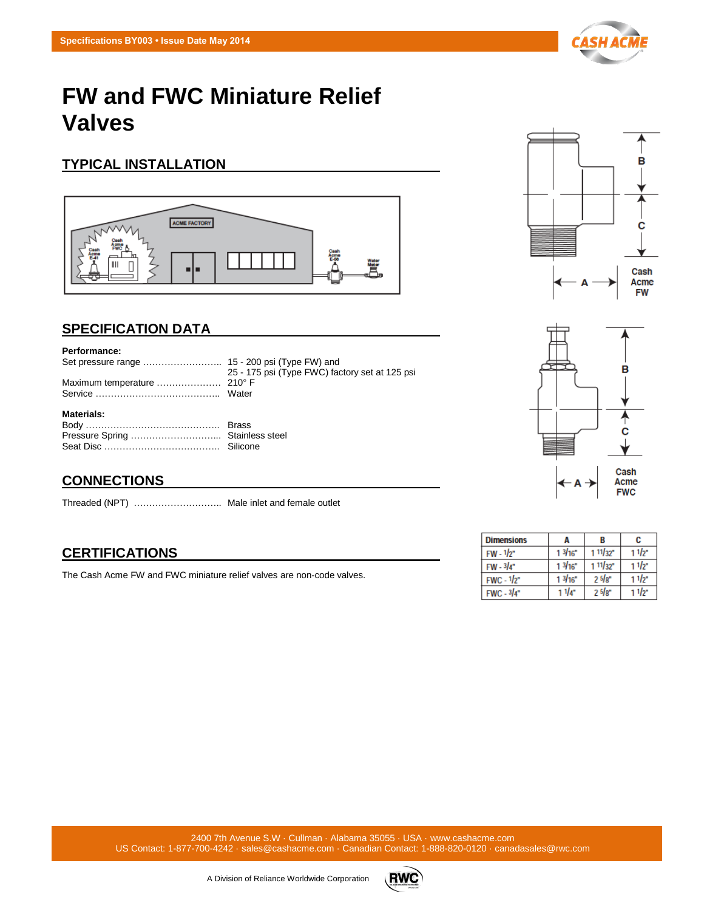# FW and FWC Miniature Relief Valves

## TYPICAL INSTALLATION

## SPECIFICATION DATA

**Performance:**

Set pressure range .......................... 15 - 200 psi (Type FW) and
25 - 175 psi (Type FWC) factory set at 125 psi

Maximum temperature ..................... 210° F

Service ......................................... Water

**Materials:**

Body ............................................ Brass

Pressure Spring ............................. Stainless steel

Seat Disc ...................................... Silicone

## CONNECTIONS

Threaded (NPT) ............................ Male inlet and female outlet

## CERTIFICATIONS

The Cash Acme FW and FWC miniature relief valves are non-code valves.

| Dimensions | A | B | C |
|---|---|---|---|
| FW - 1/2" | 1 3/16" | 1 11/32" | 1 1/2" |
| FW - 3/4" | 1 3/16" | 1 11/32" | 1 1/2" |
| FWC - 1/2" | 1 3/16" | 2 5/8" | 1 1/2" |
| FWC - 3/4" | 1 1/4" | 2 5/8" | 1 1/2" |

2400 7th Avenue S.W · Cullman · Alabama 35055 · USA · www.cashacme.com
US Contact: 1-877-700-4242 · sales@cashacme.com · Canadian Contact: 1-888-820-0120 · canadasales@rwc.com

A Division of Reliance Worldwide Corporation